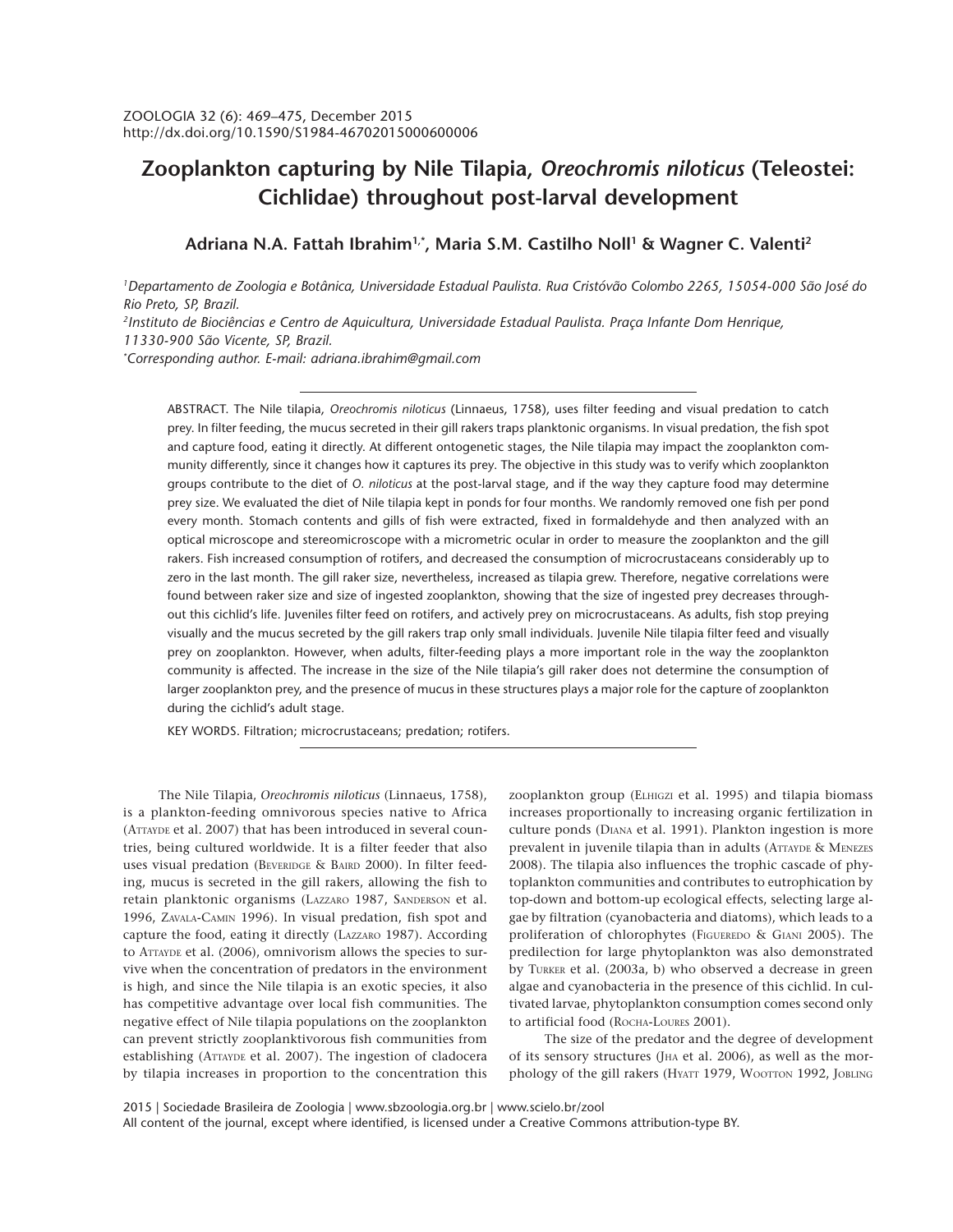ZOOLOGIA 32 (6): 469–475, December 2015
http://dx.doi.org/10.1590/S1984-46702015000600006

# Zooplankton capturing by Nile Tilapia, *Oreochromis niloticus* (Teleostei: Cichlidae) throughout post-larval development

**Adriana N.A. Fattah Ibrahim[1,*], Maria S.M. Castilho Noll[1] & Wagner C. Valenti[2]**

[1]*Departamento de Zoologia e Botânica, Universidade Estadual Paulista. Rua Cristóvão Colombo 2265, 15054-000 São José do Rio Preto, SP, Brazil.*
[2]*Instituto de Biociências e Centro de Aquicultura, Universidade Estadual Paulista. Praça Infante Dom Henrique, 11330-900 São Vicente, SP, Brazil.*
[*]*Corresponding author. E-mail: adriana.ibrahim@gmail.com*

ABSTRACT. The Nile tilapia, *Oreochromis niloticus* (Linnaeus, 1758), uses filter feeding and visual predation to catch prey. In filter feeding, the mucus secreted in their gill rakers traps planktonic organisms. In visual predation, the fish spot and capture food, eating it directly. At different ontogenetic stages, the Nile tilapia may impact the zooplankton community differently, since it changes how it captures its prey. The objective in this study was to verify which zooplankton groups contribute to the diet of *O. niloticus* at the post-larval stage, and if the way they capture food may determine prey size. We evaluated the diet of Nile tilapia kept in ponds for four months. We randomly removed one fish per pond every month. Stomach contents and gills of fish were extracted, fixed in formaldehyde and then analyzed with an optical microscope and stereomicroscope with a micrometric ocular in order to measure the zooplankton and the gill rakers. Fish increased consumption of rotifers, and decreased the consumption of microcrustaceans considerably up to zero in the last month. The gill raker size, nevertheless, increased as tilapia grew. Therefore, negative correlations were found between raker size and size of ingested zooplankton, showing that the size of ingested prey decreases throughout this cichlid's life. Juveniles filter feed on rotifers, and actively prey on microcrustaceans. As adults, fish stop preying visually and the mucus secreted by the gill rakers trap only small individuals. Juvenile Nile tilapia filter feed and visually prey on zooplankton. However, when adults, filter-feeding plays a more important role in the way the zooplankton community is affected. The increase in the size of the Nile tilapia's gill raker does not determine the consumption of larger zooplankton prey, and the presence of mucus in these structures plays a major role for the capture of zooplankton during the cichlid's adult stage.

KEY WORDS. Filtration; microcrustaceans; predation; rotifers.

The Nile Tilapia, *Oreochromis niloticus* (Linnaeus, 1758), is a plankton-feeding omnivorous species native to Africa (Attayde et al. 2007) that has been introduced in several countries, being cultured worldwide. It is a filter feeder that also uses visual predation (Beveridge & Baird 2000). In filter feeding, mucus is secreted in the gill rakers, allowing the fish to retain planktonic organisms (Lazzaro 1987, Sanderson et al. 1996, Zavala-Camin 1996). In visual predation, fish spot and capture the food, eating it directly (Lazzaro 1987). According to Attayde et al. (2006), omnivorism allows the species to survive when the concentration of predators in the environment is high, and since the Nile tilapia is an exotic species, it also has competitive advantage over local fish communities. The negative effect of Nile tilapia populations on the zooplankton can prevent strictly zooplanktivorous fish communities from establishing (Attayde et al. 2007). The ingestion of cladocera by tilapia increases in proportion to the concentration this zooplankton group (Elhigzi et al. 1995) and tilapia biomass increases proportionally to increasing organic fertilization in culture ponds (Diana et al. 1991). Plankton ingestion is more prevalent in juvenile tilapia than in adults (Attayde & Menezes 2008). The tilapia also influences the trophic cascade of phytoplankton communities and contributes to eutrophication by top-down and bottom-up ecological effects, selecting large algae by filtration (cyanobacteria and diatoms), which leads to a proliferation of chlorophytes (Figueredo & Giani 2005). The predilection for large phytoplankton was also demonstrated by Turker et al. (2003a, b) who observed a decrease in green algae and cyanobacteria in the presence of this cichlid. In cultivated larvae, phytoplankton consumption comes second only to artificial food (Rocha-Loures 2001).

The size of the predator and the degree of development of its sensory structures (Jha et al. 2006), as well as the morphology of the gill rakers (Hyatt 1979, Wootton 1992, Jobling

2015 | Sociedade Brasileira de Zoologia | www.sbzoologia.org.br | www.scielo.br/zool
All content of the journal, except where identified, is licensed under a Creative Commons attribution-type BY.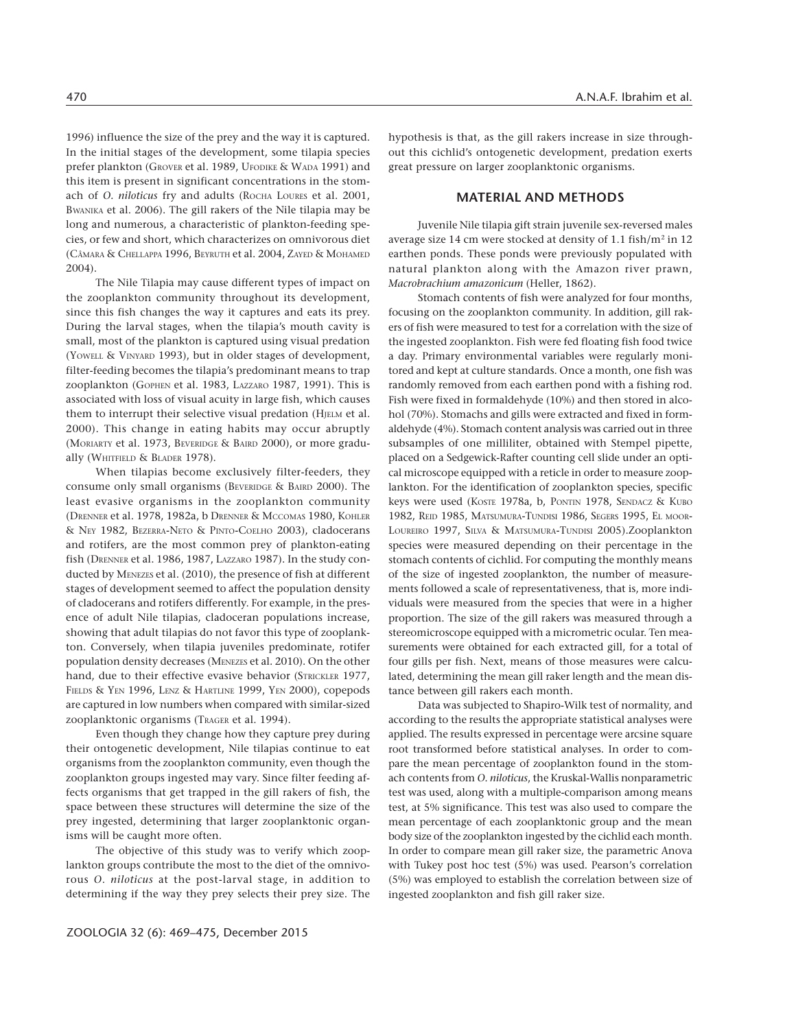1996) influence the size of the prey and the way it is captured. In the initial stages of the development, some tilapia species prefer plankton (GROVER et al. 1989, UFODIKE & WADA 1991) and this item is present in significant concentrations in the stomach of *O. niloticus* fry and adults (ROCHA LOURES et al. 2001, BWANIKA et al. 2006). The gill rakers of the Nile tilapia may be long and numerous, a characteristic of plankton-feeding species, or few and short, which characterizes on omnivorous diet (CÂMARA & CHELLAPPA 1996, BEYRUTH et al. 2004, ZAYED & MOHAMED 2004).

The Nile Tilapia may cause different types of impact on the zooplankton community throughout its development, since this fish changes the way it captures and eats its prey. During the larval stages, when the tilapia's mouth cavity is small, most of the plankton is captured using visual predation (YOWELL & VINYARD 1993), but in older stages of development, filter-feeding becomes the tilapia's predominant means to trap zooplankton (GOPHEN et al. 1983, LAZZARO 1987, 1991). This is associated with loss of visual acuity in large fish, which causes them to interrupt their selective visual predation (HJELM et al. 2000). This change in eating habits may occur abruptly (MORIARTY et al. 1973, BEVERIDGE & BAIRD 2000), or more gradually (WHITFIELD & BLADER 1978).

When tilapias become exclusively filter-feeders, they consume only small organisms (BEVERIDGE & BAIRD 2000). The least evasive organisms in the zooplankton community (DRENNER et al. 1978, 1982a, b DRENNER & MCCOMAS 1980, KOHLER & NEY 1982, BEZERRA-NETO & PINTO-COELHO 2003), cladocerans and rotifers, are the most common prey of plankton-eating fish (DRENNER et al. 1986, 1987, LAZZARO 1987). In the study conducted by MENEZES et al. (2010), the presence of fish at different stages of development seemed to affect the population density of cladocerans and rotifers differently. For example, in the presence of adult Nile tilapias, cladoceran populations increase, showing that adult tilapias do not favor this type of zooplankton. Conversely, when tilapia juveniles predominate, rotifer population density decreases (MENEZES et al. 2010). On the other hand, due to their effective evasive behavior (STRICKLER 1977, FIELDS & YEN 1996, LENZ & HARTLINE 1999, YEN 2000), copepods are captured in low numbers when compared with similar-sized zooplanktonic organisms (TRAGER et al. 1994).

Even though they change how they capture prey during their ontogenetic development, Nile tilapias continue to eat organisms from the zooplankton community, even though the zooplankton groups ingested may vary. Since filter feeding affects organisms that get trapped in the gill rakers of fish, the space between these structures will determine the size of the prey ingested, determining that larger zooplanktonic organisms will be caught more often.

The objective of this study was to verify which zooplankton groups contribute the most to the diet of the omnivorous *O. niloticus* at the post-larval stage, in addition to determining if the way they prey selects their prey size. The hypothesis is that, as the gill rakers increase in size throughout this cichlid's ontogenetic development, predation exerts great pressure on larger zooplanktonic organisms.

## MATERIAL AND METHODS

Juvenile Nile tilapia gift strain juvenile sex-reversed males average size 14 cm were stocked at density of 1.1 fish/m$^2$ in 12 earthen ponds. These ponds were previously populated with natural plankton along with the Amazon river prawn, *Macrobrachium amazonicum* (Heller, 1862).

Stomach contents of fish were analyzed for four months, focusing on the zooplankton community. In addition, gill rakers of fish were measured to test for a correlation with the size of the ingested zooplankton. Fish were fed floating fish food twice a day. Primary environmental variables were regularly monitored and kept at culture standards. Once a month, one fish was randomly removed from each earthen pond with a fishing rod. Fish were fixed in formaldehyde (10%) and then stored in alcohol (70%). Stomachs and gills were extracted and fixed in formaldehyde (4%). Stomach content analysis was carried out in three subsamples of one milliliter, obtained with Stempel pipette, placed on a Sedgewick-Rafter counting cell slide under an optical microscope equipped with a reticle in order to measure zooplankton. For the identification of zooplankton species, specific keys were used (KOSTE 1978a, b, PONTIN 1978, SENDACZ & KUBO 1982, REID 1985, MATSUMURA-TUNDISI 1986, SEGERS 1995, EL MOOR-LOUREIRO 1997, SILVA & MATSUMURA-TUNDISI 2005).Zooplankton species were measured depending on their percentage in the stomach contents of cichlid. For computing the monthly means of the size of ingested zooplankton, the number of measurements followed a scale of representativeness, that is, more individuals were measured from the species that were in a higher proportion. The size of the gill rakers was measured through a stereomicroscope equipped with a micrometric ocular. Ten measurements were obtained for each extracted gill, for a total of four gills per fish. Next, means of those measures were calculated, determining the mean gill raker length and the mean distance between gill rakers each month.

Data was subjected to Shapiro-Wilk test of normality, and according to the results the appropriate statistical analyses were applied. The results expressed in percentage were arcsine square root transformed before statistical analyses. In order to compare the mean percentage of zooplankton found in the stomach contents from *O. niloticus*, the Kruskal-Wallis nonparametric test was used, along with a multiple-comparison among means test, at 5% significance. This test was also used to compare the mean percentage of each zooplanktonic group and the mean body size of the zooplankton ingested by the cichlid each month. In order to compare mean gill raker size, the parametric Anova with Tukey post hoc test (5%) was used. Pearson's correlation (5%) was employed to establish the correlation between size of ingested zooplankton and fish gill raker size.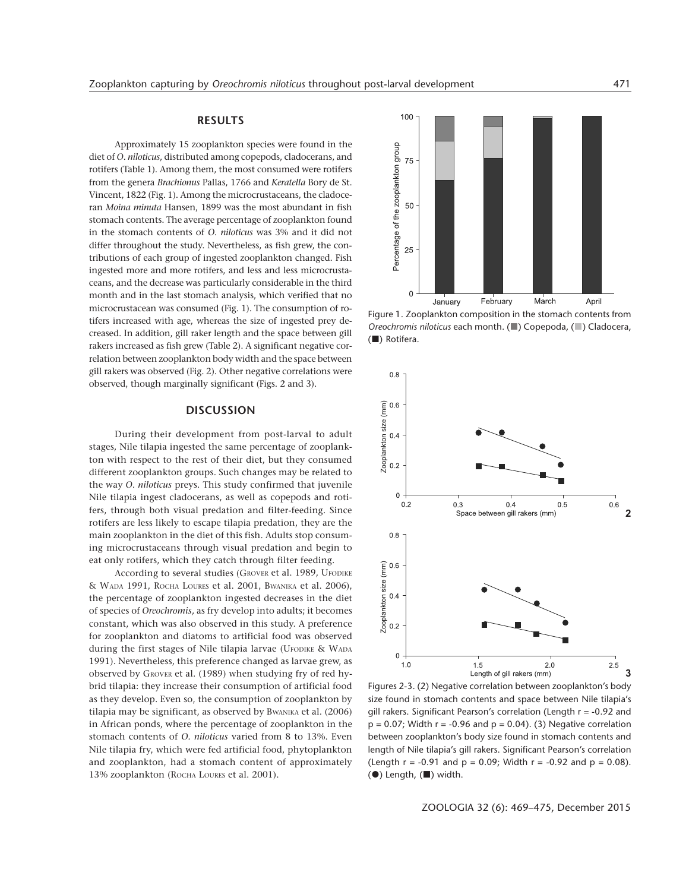## RESULTS

Approximately 15 zooplankton species were found in the diet of *O. niloticus*, distributed among copepods, cladocerans, and rotifers (Table 1). Among them, the most consumed were rotifers from the genera *Brachionus* Pallas, 1766 and *Keratella* Bory de St. Vincent, 1822 (Fig. 1). Among the microcrustaceans, the cladoceran *Moina minuta* Hansen, 1899 was the most abundant in fish stomach contents. The average percentage of zooplankton found in the stomach contents of *O. niloticus* was 3% and it did not differ throughout the study. Nevertheless, as fish grew, the contributions of each group of ingested zooplankton changed. Fish ingested more and more rotifers, and less and less microcrustaceans, and the decrease was particularly considerable in the third month and in the last stomach analysis, which verified that no microcrustacean was consumed (Fig. 1). The consumption of rotifers increased with age, whereas the size of ingested prey decreased. In addition, gill raker length and the space between gill rakers increased as fish grew (Table 2). A significant negative correlation between zooplankton body width and the space between gill rakers was observed (Fig. 2). Other negative correlations were observed, though marginally significant (Figs. 2 and 3).

## DISCUSSION

During their development from post-larval to adult stages, Nile tilapia ingested the same percentage of zooplankton with respect to the rest of their diet, but they consumed different zooplankton groups. Such changes may be related to the way *O. niloticus* preys. This study confirmed that juvenile Nile tilapia ingest cladocerans, as well as copepods and rotifers, through both visual predation and filter-feeding. Since rotifers are less likely to escape tilapia predation, they are the main zooplankton in the diet of this fish. Adults stop consuming microcrustaceans through visual predation and begin to eat only rotifers, which they catch through filter feeding.

According to several studies (Grover et al. 1989, Ufodike & Wada 1991, Rocha Loures et al. 2001, Bwanika et al. 2006), the percentage of zooplankton ingested decreases in the diet of species of *Oreochromis*, as fry develop into adults; it becomes constant, which was also observed in this study. A preference for zooplankton and diatoms to artificial food was observed during the first stages of Nile tilapia larvae (Ufodike & Wada 1991). Nevertheless, this preference changed as larvae grew, as observed by Grover et al. (1989) when studying fry of red hybrid tilapia: they increase their consumption of artificial food as they develop. Even so, the consumption of zooplankton by tilapia may be significant, as observed by Bwanika et al. (2006) in African ponds, where the percentage of zooplankton in the stomach contents of *O. niloticus* varied from 8 to 13%. Even Nile tilapia fry, which were fed artificial food, phytoplankton and zooplankton, had a stomach content of approximately 13% zooplankton (Rocha Loures et al. 2001).

Figure 1. Zooplankton composition in the stomach contents from *Oreochromis niloticus* each month. (■) Copepoda, (■) Cladocera, (■) Rotifera.

Figures 2-3. (2) Negative correlation between zooplankton's body size found in stomach contents and space between Nile tilapia's gill rakers. Significant Pearson's correlation (Length $r = -0.92$ and $p = 0.07$; Width $r = -0.96$ and $p = 0.04$). (3) Negative correlation between zooplankton's body size found in stomach contents and length of Nile tilapia's gill rakers. Significant Pearson's correlation (Length $r = -0.91$ and $p = 0.09$; Width $r = -0.92$ and $p = 0.08$). (●) Length, (■) width.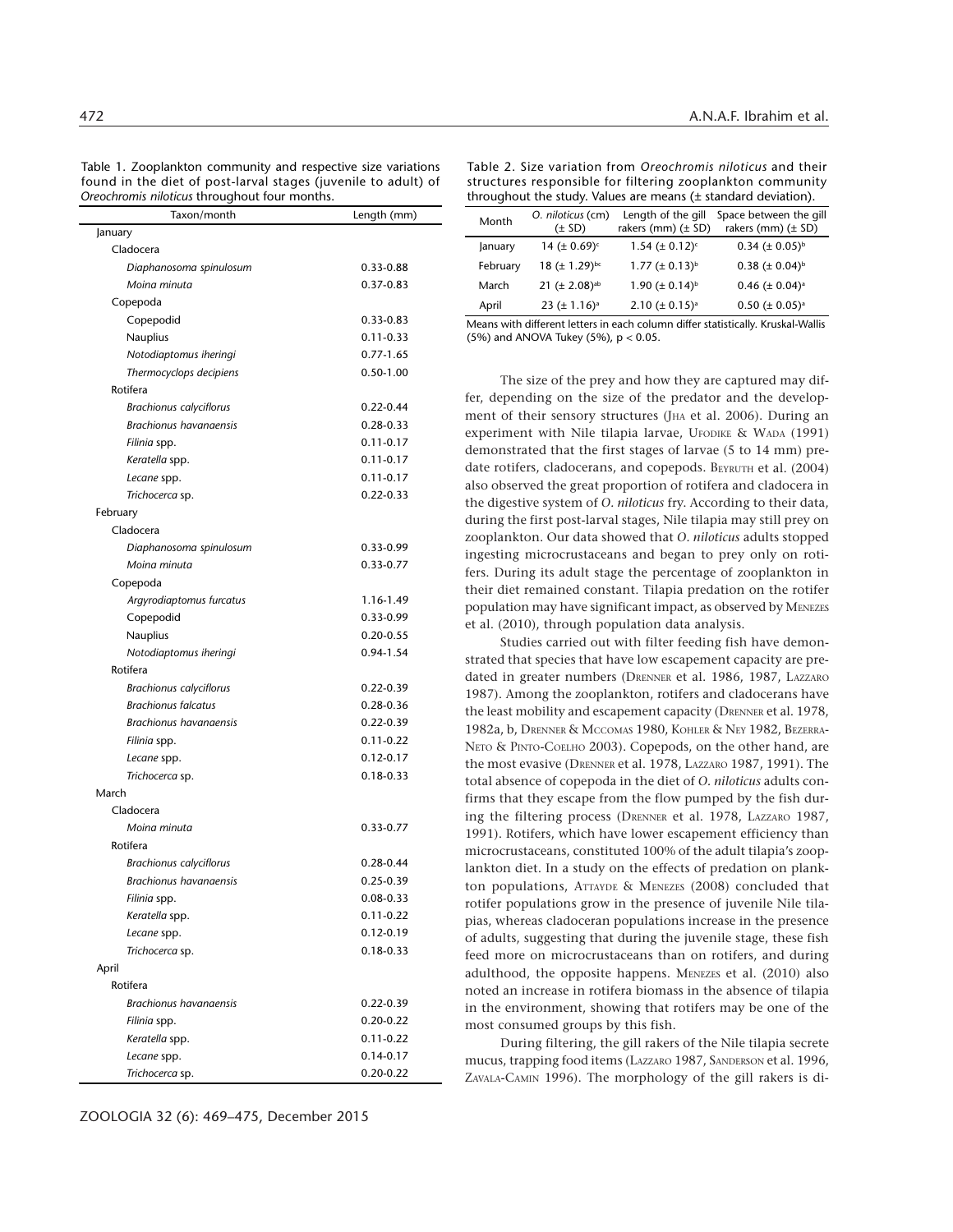Table 1. Zooplankton community and respective size variations found in the diet of post-larval stages (juvenile to adult) of *Oreochromis niloticus* throughout four months.

| Taxon/month | Length (mm) |
|---|---|
| January | |
| Cladocera | |
| *Diaphanosoma spinulosum* | 0.33-0.88 |
| *Moina minuta* | 0.37-0.83 |
| Copepoda | |
| Copepodid | 0.33-0.83 |
| Nauplius | 0.11-0.33 |
| *Notodiaptomus iheringi* | 0.77-1.65 |
| *Thermocyclops decipiens* | 0.50-1.00 |
| Rotifera | |
| *Brachionus calyciflorus* | 0.22-0.44 |
| *Brachionus havanaensis* | 0.28-0.33 |
| *Filinia* spp. | 0.11-0.17 |
| *Keratella* spp. | 0.11-0.17 |
| *Lecane* spp. | 0.11-0.17 |
| *Trichocerca* sp. | 0.22-0.33 |
| February | |
| Cladocera | |
| *Diaphanosoma spinulosum* | 0.33-0.99 |
| *Moina minuta* | 0.33-0.77 |
| Copepoda | |
| *Argyrodiaptomus furcatus* | 1.16-1.49 |
| Copepodid | 0.33-0.99 |
| Nauplius | 0.20-0.55 |
| *Notodiaptomus iheringi* | 0.94-1.54 |
| Rotifera | |
| *Brachionus calyciflorus* | 0.22-0.39 |
| *Brachionus falcatus* | 0.28-0.36 |
| *Brachionus havanaensis* | 0.22-0.39 |
| *Filinia* spp. | 0.11-0.22 |
| *Lecane* spp. | 0.12-0.17 |
| *Trichocerca* sp. | 0.18-0.33 |
| March | |
| Cladocera | |
| *Moina minuta* | 0.33-0.77 |
| Rotifera | |
| *Brachionus calyciflorus* | 0.28-0.44 |
| *Brachionus havanaensis* | 0.25-0.39 |
| *Filinia* spp. | 0.08-0.33 |
| *Keratella* spp. | 0.11-0.22 |
| *Lecane* spp. | 0.12-0.19 |
| *Trichocerca* sp. | 0.18-0.33 |
| April | |
| Rotifera | |
| *Brachionus havanaensis* | 0.22-0.39 |
| *Filinia* spp. | 0.20-0.22 |
| *Keratella* spp. | 0.11-0.22 |
| *Lecane* spp. | 0.14-0.17 |
| *Trichocerca* sp. | 0.20-0.22 |

Table 2. Size variation from *Oreochromis niloticus* and their structures responsible for filtering zooplankton community throughout the study. Values are means (± standard deviation).

| Month | *O. niloticus* (cm) (± SD) | Length of the gill rakers (mm) (± SD) | Space between the gill rakers (mm) (± SD) |
|---|---|---|---|
| January | 14 (± 0.69)$^{c}$ | 1.54 (± 0.12)$^{c}$ | 0.34 (± 0.05)$^{b}$ |
| February | 18 (± 1.29)$^{bc}$ | 1.77 (± 0.13)$^{b}$ | 0.38 (± 0.04)$^{b}$ |
| March | 21 (± 2.08)$^{ab}$ | 1.90 (± 0.14)$^{b}$ | 0.46 (± 0.04)$^{a}$ |
| April | 23 (± 1.16)$^{a}$ | 2.10 (± 0.15)$^{a}$ | 0.50 (± 0.05)$^{a}$ |

Means with different letters in each column differ statistically. Kruskal-Wallis (5%) and ANOVA Tukey (5%), $p < 0.05$.

The size of the prey and how they are captured may differ, depending on the size of the predator and the development of their sensory structures (Jha et al. 2006). During an experiment with Nile tilapia larvae, Ufodike & Wada (1991) demonstrated that the first stages of larvae (5 to 14 mm) predate rotifers, cladocerans, and copepods. Beyruth et al. (2004) also observed the great proportion of rotifera and cladocera in the digestive system of *O. niloticus* fry. According to their data, during the first post-larval stages, Nile tilapia may still prey on zooplankton. Our data showed that *O. niloticus* adults stopped ingesting microcrustaceans and began to prey only on rotifers. During its adult stage the percentage of zooplankton in their diet remained constant. Tilapia predation on the rotifer population may have significant impact, as observed by Menezes et al. (2010), through population data analysis.

Studies carried out with filter feeding fish have demonstrated that species that have low escapement capacity are predated in greater numbers (Drenner et al. 1986, 1987, Lazzaro 1987). Among the zooplankton, rotifers and cladocerans have the least mobility and escapement capacity (Drenner et al. 1978, 1982a, b, Drenner & Mccomas 1980, Kohler & Ney 1982, Bezerra-Neto & Pinto-Coelho 2003). Copepods, on the other hand, are the most evasive (Drenner et al. 1978, Lazzaro 1987, 1991). The total absence of copepoda in the diet of *O. niloticus* adults confirms that they escape from the flow pumped by the fish during the filtering process (Drenner et al. 1978, Lazzaro 1987, 1991). Rotifers, which have lower escapement efficiency than microcrustaceans, constituted 100% of the adult tilapia's zooplankton diet. In a study on the effects of predation on plankton populations, Attayde & Menezes (2008) concluded that rotifer populations grow in the presence of juvenile Nile tilapias, whereas cladoceran populations increase in the presence of adults, suggesting that during the juvenile stage, these fish feed more on microcrustaceans than on rotifers, and during adulthood, the opposite happens. Menezes et al. (2010) also noted an increase in rotifera biomass in the absence of tilapia in the environment, showing that rotifers may be one of the most consumed groups by this fish.

During filtering, the gill rakers of the Nile tilapia secrete mucus, trapping food items (Lazzaro 1987, Sanderson et al. 1996, Zavala-Camin 1996). The morphology of the gill rakers is di-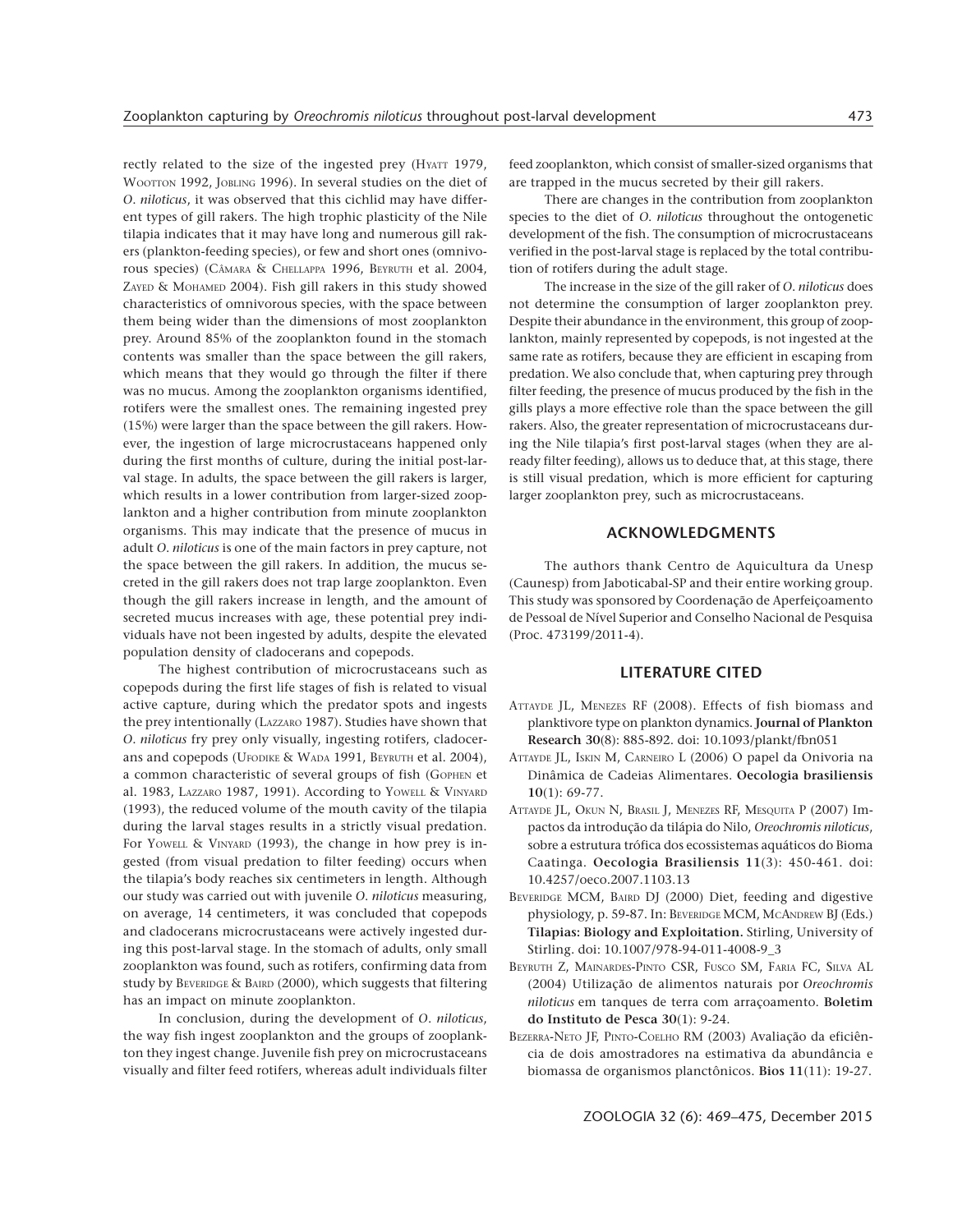rectly related to the size of the ingested prey (Hyatt 1979, Wootton 1992, Jobling 1996). In several studies on the diet of *O. niloticus*, it was observed that this cichlid may have different types of gill rakers. The high trophic plasticity of the Nile tilapia indicates that it may have long and numerous gill rakers (plankton-feeding species), or few and short ones (omnivorous species) (Câmara & Chellappa 1996, Beyruth et al. 2004, Zayed & Mohamed 2004). Fish gill rakers in this study showed characteristics of omnivorous species, with the space between them being wider than the dimensions of most zooplankton prey. Around 85% of the zooplankton found in the stomach contents was smaller than the space between the gill rakers, which means that they would go through the filter if there was no mucus. Among the zooplankton organisms identified, rotifers were the smallest ones. The remaining ingested prey (15%) were larger than the space between the gill rakers. However, the ingestion of large microcrustaceans happened only during the first months of culture, during the initial post-larval stage. In adults, the space between the gill rakers is larger, which results in a lower contribution from larger-sized zooplankton and a higher contribution from minute zooplankton organisms. This may indicate that the presence of mucus in adult *O. niloticus* is one of the main factors in prey capture, not the space between the gill rakers. In addition, the mucus secreted in the gill rakers does not trap large zooplankton. Even though the gill rakers increase in length, and the amount of secreted mucus increases with age, these potential prey individuals have not been ingested by adults, despite the elevated population density of cladocerans and copepods.

The highest contribution of microcrustaceans such as copepods during the first life stages of fish is related to visual active capture, during which the predator spots and ingests the prey intentionally (Lazzaro 1987). Studies have shown that *O. niloticus* fry prey only visually, ingesting rotifers, cladocerans and copepods (Ufodike & Wada 1991, Beyruth et al. 2004), a common characteristic of several groups of fish (Gophen et al. 1983, Lazzaro 1987, 1991). According to Yowell & Vinyard (1993), the reduced volume of the mouth cavity of the tilapia during the larval stages results in a strictly visual predation. For Yowell & Vinyard (1993), the change in how prey is ingested (from visual predation to filter feeding) occurs when the tilapia's body reaches six centimeters in length. Although our study was carried out with juvenile *O. niloticus* measuring, on average, 14 centimeters, it was concluded that copepods and cladocerans microcrustaceans were actively ingested during this post-larval stage. In the stomach of adults, only small zooplankton was found, such as rotifers, confirming data from study by Beveridge & Baird (2000), which suggests that filtering has an impact on minute zooplankton.

In conclusion, during the development of *O. niloticus*, the way fish ingest zooplankton and the groups of zooplankton they ingest change. Juvenile fish prey on microcrustaceans visually and filter feed rotifers, whereas adult individuals filter feed zooplankton, which consist of smaller-sized organisms that are trapped in the mucus secreted by their gill rakers.

There are changes in the contribution from zooplankton species to the diet of *O. niloticus* throughout the ontogenetic development of the fish. The consumption of microcrustaceans verified in the post-larval stage is replaced by the total contribution of rotifers during the adult stage.

The increase in the size of the gill raker of *O. niloticus* does not determine the consumption of larger zooplankton prey. Despite their abundance in the environment, this group of zooplankton, mainly represented by copepods, is not ingested at the same rate as rotifers, because they are efficient in escaping from predation. We also conclude that, when capturing prey through filter feeding, the presence of mucus produced by the fish in the gills plays a more effective role than the space between the gill rakers. Also, the greater representation of microcrustaceans during the Nile tilapia's first post-larval stages (when they are already filter feeding), allows us to deduce that, at this stage, there is still visual predation, which is more efficient for capturing larger zooplankton prey, such as microcrustaceans.

## ACKNOWLEDGMENTS

The authors thank Centro de Aquicultura da Unesp (Caunesp) from Jaboticabal-SP and their entire working group. This study was sponsored by Coordenação de Aperfeiçoamento de Pessoal de Nível Superior and Conselho Nacional de Pesquisa (Proc. 473199/2011-4).

## LITERATURE CITED

Attayde JL, Menezes RF (2008). Effects of fish biomass and planktivore type on plankton dynamics. **Journal of Plankton Research 30**(8): 885-892. doi: 10.1093/plankt/fbn051

Attayde JL, Iskin M, Carneiro L (2006) O papel da Onivoria na Dinâmica de Cadeias Alimentares. **Oecologia brasiliensis 10**(1): 69-77.

Attayde JL, Okun N, Brasil J, Menezes RF, Mesquita P (2007) Impactos da introdução da tilápia do Nilo, *Oreochromis niloticus*, sobre a estrutura trófica dos ecossistemas aquáticos do Bioma Caatinga. **Oecologia Brasiliensis 11**(3): 450-461. doi: 10.4257/oeco.2007.1103.13

Beveridge MCM, Baird DJ (2000) Diet, feeding and digestive physiology, p. 59-87. In: Beveridge MCM, McAndrew BJ (Eds.) **Tilapias: Biology and Exploitation.** Stirling, University of Stirling. doi: 10.1007/978-94-011-4008-9_3

Beyruth Z, Mainardes-Pinto CSR, Fusco SM, Faria FC, Silva AL (2004) Utilização de alimentos naturais por *Oreochromis niloticus* em tanques de terra com arraçoamento. **Boletim do Instituto de Pesca 30**(1): 9-24.

Bezerra-Neto JF, Pinto-Coelho RM (2003) Avaliação da eficiência de dois amostradores na estimativa da abundância e biomassa de organismos planctônicos. **Bios 11**(11): 19-27.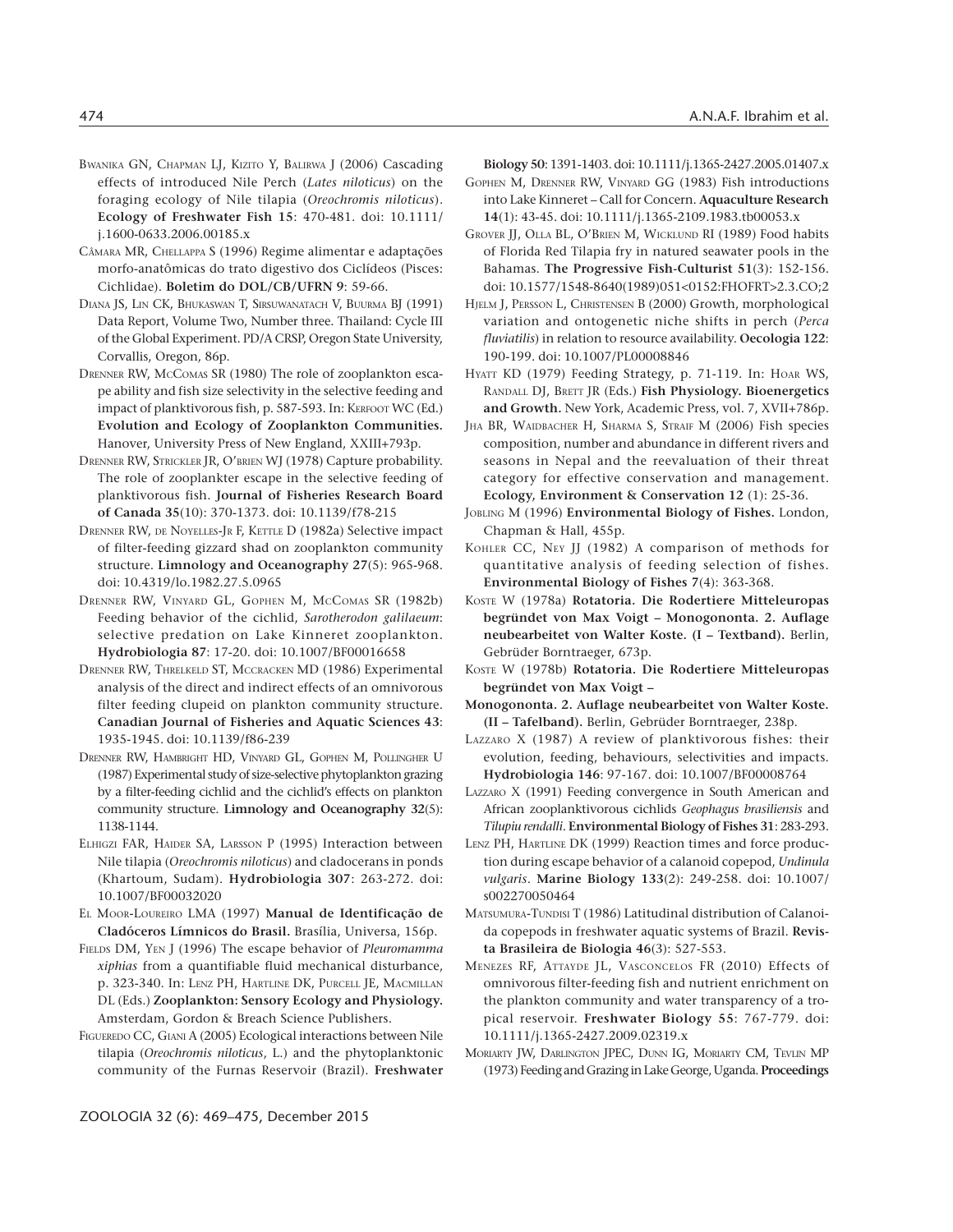Bwanika GN, Chapman LJ, Kizito Y, Balirwa J (2006) Cascading effects of introduced Nile Perch (*Lates niloticus*) on the foraging ecology of Nile tilapia (*Oreochromis niloticus*). **Ecology of Freshwater Fish 15**: 470-481. doi: 10.1111/j.1600-0633.2006.00185.x

Câmara MR, Chellappa S (1996) Regime alimentar e adaptações morfo-anatômicas do trato digestivo dos Ciclídeos (Pisces: Cichlidae). **Boletim do DOL/CB/UFRN 9**: 59-66.

Diana JS, Lin CK, Bhukaswan T, Sirsuwanatach V, Buurma BJ (1991) Data Report, Volume Two, Number three. Thailand: Cycle III of the Global Experiment. PD/A CRSP, Oregon State University, Corvallis, Oregon, 86p.

Drenner RW, McComas SR (1980) The role of zooplankton escape ability and fish size selectivity in the selective feeding and impact of planktivorous fish, p. 587-593. In: Kerfoot WC (Ed.) **Evolution and Ecology of Zooplankton Communities.** Hanover, University Press of New England, XXIII+793p.

Drenner RW, Strickler JR, O'brien WJ (1978) Capture probability. The role of zooplankter escape in the selective feeding of planktivorous fish. **Journal of Fisheries Research Board of Canada 35**(10): 370-1373. doi: 10.1139/f78-215

Drenner RW, de Noyelles-Jr F, Kettle D (1982a) Selective impact of filter-feeding gizzard shad on zooplankton community structure. **Limnology and Oceanography 27**(5): 965-968. doi: 10.4319/lo.1982.27.5.0965

Drenner RW, Vinyard GL, Gophen M, McComas SR (1982b) Feeding behavior of the cichlid, *Sarotherodon galilaeum*: selective predation on Lake Kinneret zooplankton. **Hydrobiologia 87**: 17-20. doi: 10.1007/BF00016658

Drenner RW, Threlkeld ST, Mccracken MD (1986) Experimental analysis of the direct and indirect effects of an omnivorous filter feeding clupeid on plankton community structure. **Canadian Journal of Fisheries and Aquatic Sciences 43**: 1935-1945. doi: 10.1139/f86-239

Drenner RW, Hambright HD, Vinyard GL, Gophen M, Pollingher U (1987) Experimental study of size-selective phytoplankton grazing by a filter-feeding cichlid and the cichlid's effects on plankton community structure. **Limnology and Oceanography 32**(5): 1138-1144.

Elhigzi FAR, Haider SA, Larsson P (1995) Interaction between Nile tilapia (*Oreochromis niloticus*) and cladocerans in ponds (Khartoum, Sudam). **Hydrobiologia 307**: 263-272. doi: 10.1007/BF00032020

El Moor-Loureiro LMA (1997) **Manual de Identificação de Cladóceros Límnicos do Brasil.** Brasília, Universa, 156p.

Fields DM, Yen J (1996) The escape behavior of *Pleuromamma xiphias* from a quantifiable fluid mechanical disturbance, p. 323-340. In: Lenz PH, Hartline DK, Purcell JE, Macmillan DL (Eds.) **Zooplankton: Sensory Ecology and Physiology.** Amsterdam, Gordon & Breach Science Publishers.

Figueredo CC, Giani A (2005) Ecological interactions between Nile tilapia (*Oreochromis niloticus*, L.) and the phytoplanktonic community of the Furnas Reservoir (Brazil). **Freshwater Biology 50**: 1391-1403. doi: 10.1111/j.1365-2427.2005.01407.x

Gophen M, Drenner RW, Vinyard GG (1983) Fish introductions into Lake Kinneret – Call for Concern. **Aquaculture Research 14**(1): 43-45. doi: 10.1111/j.1365-2109.1983.tb00053.x

Grover JJ, Olla BL, O'Brien M, Wicklund RI (1989) Food habits of Florida Red Tilapia fry in natured seawater pools in the Bahamas. **The Progressive Fish-Culturist 51**(3): 152-156. doi: 10.1577/1548-8640(1989)051<0152:FHOFRT>2.3.CO;2

Hjelm J, Persson L, Christensen B (2000) Growth, morphological variation and ontogenetic niche shifts in perch (*Perca fluviatilis*) in relation to resource availability. **Oecologia 122**: 190-199. doi: 10.1007/PL00008846

Hyatt KD (1979) Feeding Strategy, p. 71-119. In: Hoar WS, Randall DJ, Brett JR (Eds.) **Fish Physiology. Bioenergetics and Growth.** New York, Academic Press, vol. 7, XVII+786p.

Jha BR, Waidbacher H, Sharma S, Straif M (2006) Fish species composition, number and abundance in different rivers and seasons in Nepal and the reevaluation of their threat category for effective conservation and management. **Ecology, Environment & Conservation 12** (1): 25-36.

Jobling M (1996) **Environmental Biology of Fishes.** London, Chapman & Hall, 455p.

Kohler CC, Ney JJ (1982) A comparison of methods for quantitative analysis of feeding selection of fishes. **Environmental Biology of Fishes 7**(4): 363-368.

Koste W (1978a) **Rotatoria. Die Rodertiere Mitteleuropas begründet von Max Voigt – Monogononta. 2. Auflage neubearbeitet von Walter Koste. (I – Textband).** Berlin, Gebrüder Borntraeger, 673p.

Koste W (1978b) **Rotatoria. Die Rodertiere Mitteleuropas begründet von Max Voigt – Monogononta. 2. Auflage neubearbeitet von Walter Koste. (II – Tafelband).** Berlin, Gebrüder Borntraeger, 238p.

Lazzaro X (1987) A review of planktivorous fishes: their evolution, feeding, behaviours, selectivities and impacts. **Hydrobiologia 146**: 97-167. doi: 10.1007/BF00008764

Lazzaro X (1991) Feeding convergence in South American and African zooplanktivorous cichlids *Geophagus brasiliensis* and *Tilupiu rendalli*. **Environmental Biology of Fishes 31**: 283-293.

Lenz PH, Hartline DK (1999) Reaction times and force production during escape behavior of a calanoid copepod, *Undinula vulgaris*. **Marine Biology 133**(2): 249-258. doi: 10.1007/s002270050464

Matsumura-Tundisi T (1986) Latitudinal distribution of Calanoida copepods in freshwater aquatic systems of Brazil. **Revista Brasileira de Biologia 46**(3): 527-553.

Menezes RF, Attayde JL, Vasconcelos FR (2010) Effects of omnivorous filter-feeding fish and nutrient enrichment on the plankton community and water transparency of a tropical reservoir. **Freshwater Biology 55**: 767-779. doi: 10.1111/j.1365-2427.2009.02319.x

Moriarty JW, Darlington JPEC, Dunn IG, Moriarty CM, Tevlin MP (1973) Feeding and Grazing in Lake George, Uganda. **Proceedings**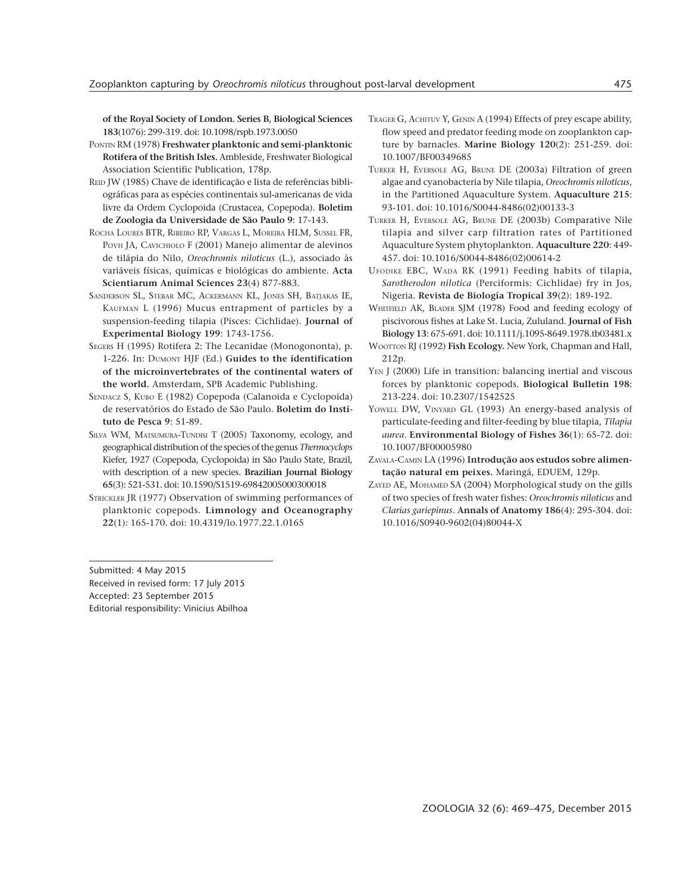of the Royal Society of London. Series B, Biological Sciences **183**(1076): 299-319. doi: 10.1098/rspb.1973.0050

Pontin RM (1978) **Freshwater planktonic and semi-planktonic Rotifera of the British Isles.** Ambleside, Freshwater Biological Association Scientific Publication, 178p.

Reid JW (1985) Chave de identificação e lista de referências bibliográficas para as espécies continentais sul-americanas de vida livre da Ordem Cyclopoida (Crustacea, Copepoda). **Boletim de Zoologia da Universidade de São Paulo 9**: 17-143.

Rocha Loures BTR, Ribeiro RP, Vargas L, Moreira HLM, Sussel FR, Povh JA, Cavichiolo F (2001) Manejo alimentar de alevinos de tilápia do Nilo, *Oreochromis niloticus* (L.), associado às variáveis físicas, químicas e biológicas do ambiente. **Acta Scientiarum Animal Sciences 23**(4) 877-883.

Sanderson SL, Stebar MC, Ackermann KL, Jones SH, Batjakas IE, Kaufman L (1996) Mucus entrapment of particles by a suspension-feeding tilapia (Pisces: Cichlidae). **Journal of Experimental Biology 199**: 1743-1756.

Segers H (1995) Rotifera 2: The Lecanidae (Monogononta), p. 1-226. In: Dumont HJF (Ed.) **Guides to the identification of the microinvertebrates of the continental waters of the world.** Amsterdam, SPB Academic Publishing.

Sendacz S, Kubo E (1982) Copepoda (Calanoida e Cyclopoida) de reservatórios do Estado de São Paulo. **Boletim do Instituto de Pesca 9**: 51-89.

Silva WM, Matsumura-Tundisi T (2005) Taxonomy, ecology, and geographical distribution of the species of the genus *Thermocyclops* Kiefer, 1927 (Copepoda, Cyclopoida) in São Paulo State, Brazil, with description of a new species. **Brazilian Journal Biology 65**(3): 521-531. doi: 10.1590/S1519-69842005000300018

Strickler JR (1977) Observation of swimming performances of planktonic copepods. **Limnology and Oceanography 22**(1): 165-170. doi: 10.4319/lo.1977.22.1.0165

Trager G, Achituv Y, Genin A (1994) Effects of prey escape ability, flow speed and predator feeding mode on zooplankton capture by barnacles. **Marine Biology 120**(2): 251-259. doi: 10.1007/BF00349685

Turker H, Eversole AG, Brune DE (2003a) Filtration of green algae and cyanobacteria by Nile tilapia, *Oreochromis niloticus*, in the Partitioned Aquaculture System. **Aquaculture 215**: 93-101. doi: 10.1016/S0044-8486(02)00133-3

Turker H, Eversole AG, Brune DE (2003b) Comparative Nile tilapia and silver carp filtration rates of Partitioned Aquaculture System phytoplankton. **Aquaculture 220**: 449-457. doi: 10.1016/S0044-8486(02)00614-2

Ufodike EBC, Wada RK (1991) Feeding habits of tilapia, *Sarotherodon nilotica* (Perciformis: Cichlidae) fry in Jos, Nigeria. **Revista de Biología Tropical 39**(2): 189-192.

Whitfield AK, Blader SJM (1978) Food and feeding ecology of piscivorous fishes at Lake St. Lucia, Zululand. **Journal of Fish Biology 13**: 675-691. doi: 10.1111/j.1095-8649.1978.tb03481.x

Wootton RJ (1992) **Fish Ecology.** New York, Chapman and Hall, 212p.

Yen J (2000) Life in transition: balancing inertial and viscous forces by planktonic copepods. **Biological Bulletin 198**: 213-224. doi: 10.2307/1542525

Yowell DW, Vinyard GL (1993) An energy-based analysis of particulate-feeding and filter-feeding by blue tilapia, *Tilapia aurea*. **Environmental Biology of Fishes 36**(1): 65-72. doi: 10.1007/BF00005980

Zavala-Camin LA (1996) **Introdução aos estudos sobre alimentação natural em peixes.** Maringá, EDUEM, 129p.

Zayed AE, Mohamed SA (2004) Morphological study on the gills of two species of fresh water fishes: *Oreochromis niloticus* and *Clarias gariepinus*. **Annals of Anatomy 186**(4): 295-304. doi: 10.1016/S0940-9602(04)80044-X

---

Submitted: 4 May 2015
Received in revised form: 17 July 2015
Accepted: 23 September 2015
Editorial responsibility: Vinicius Abilhoa